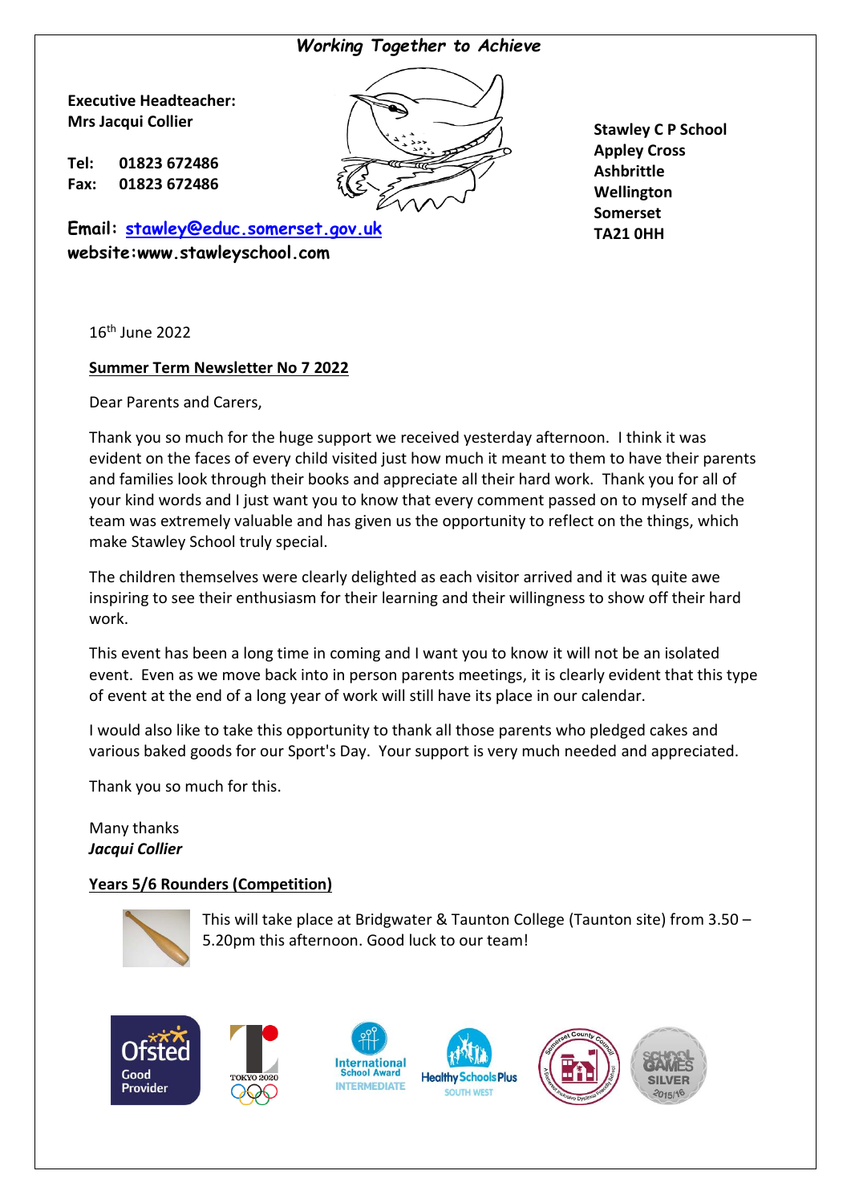*Working Together to Achieve*

**Executive Headteacher:**
**Mrs Jacqui Collier**

**Tel: 01823 672486**
**Fax: 01823 672486**

**Email: [stawley@educ.somerset.gov.uk](mailto:stawley@educ.somerset.gov.uk)**
**website:www.stawleyschool.com**

**Stawley C P School**
**Appley Cross**
**Ashbrittle**
**Wellington**
**Somerset**
**TA21 0HH**

16th June 2022

**Summer Term Newsletter No 7 2022**

Dear Parents and Carers,

Thank you so much for the huge support we received yesterday afternoon. I think it was evident on the faces of every child visited just how much it meant to them to have their parents and families look through their books and appreciate all their hard work. Thank you for all of your kind words and I just want you to know that every comment passed on to myself and the team was extremely valuable and has given us the opportunity to reflect on the things, which make Stawley School truly special.

The children themselves were clearly delighted as each visitor arrived and it was quite awe inspiring to see their enthusiasm for their learning and their willingness to show off their hard work.

This event has been a long time in coming and I want you to know it will not be an isolated event. Even as we move back into in person parents meetings, it is clearly evident that this type of event at the end of a long year of work will still have its place in our calendar.

I would also like to take this opportunity to thank all those parents who pledged cakes and various baked goods for our Sport's Day. Your support is very much needed and appreciated.

Thank you so much for this.

Many thanks
***Jacqui Collier***

**Years 5/6 Rounders (Competition)**

This will take place at Bridgwater & Taunton College (Taunton site) from 3.50 – 5.20pm this afternoon. Good luck to our team!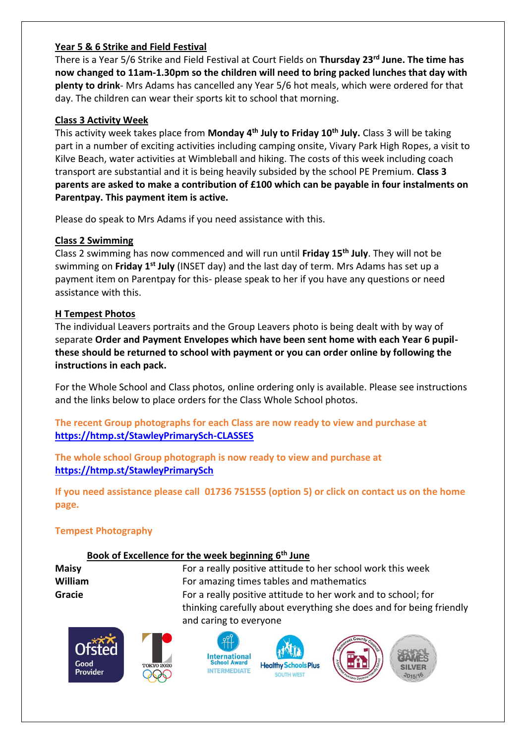## Year 5 & 6 Strike and Field Festival

There is a Year 5/6 Strike and Field Festival at Court Fields on **Thursday 23rd June. The time has now changed to 11am-1.30pm so the children will need to bring packed lunches that day with plenty to drink**- Mrs Adams has cancelled any Year 5/6 hot meals, which were ordered for that day. The children can wear their sports kit to school that morning.

## Class 3 Activity Week

This activity week takes place from **Monday 4th July to Friday 10th July.** Class 3 will be taking part in a number of exciting activities including camping onsite, Vivary Park High Ropes, a visit to Kilve Beach, water activities at Wimbleball and hiking. The costs of this week including coach transport are substantial and it is being heavily subsided by the school PE Premium. **Class 3 parents are asked to make a contribution of £100 which can be payable in four instalments on Parentpay. This payment item is active.**

Please do speak to Mrs Adams if you need assistance with this.

## Class 2 Swimming

Class 2 swimming has now commenced and will run until **Friday 15th July**. They will not be swimming on **Friday 1st July** (INSET day) and the last day of term. Mrs Adams has set up a payment item on Parentpay for this- please speak to her if you have any questions or need assistance with this.

## H Tempest Photos

The individual Leavers portraits and the Group Leavers photo is being dealt with by way of separate **Order and Payment Envelopes which have been sent home with each Year 6 pupil- these should be returned to school with payment or you can order online by following the instructions in each pack.**

For the Whole School and Class photos, online ordering only is available. Please see instructions and the links below to place orders for the Class Whole School photos.

**The recent Group photographs for each Class are now ready to view and purchase at https://htmp.st/StawleyPrimarySch-CLASSES**

**The whole school Group photograph is now ready to view and purchase at https://htmp.st/StawleyPrimarySch**

**If you need assistance please call 01736 751555 (option 5) or click on contact us on the home page.**

**Tempest Photography**

## Book of Excellence for the week beginning 6th June

| | |
|---|---|
| **Maisy** | For a really positive attitude to her school work this week |
| **William** | For amazing times tables and mathematics |
| **Gracie** | For a really positive attitude to her work and to school; for thinking carefully about everything she does and for being friendly and caring to everyone |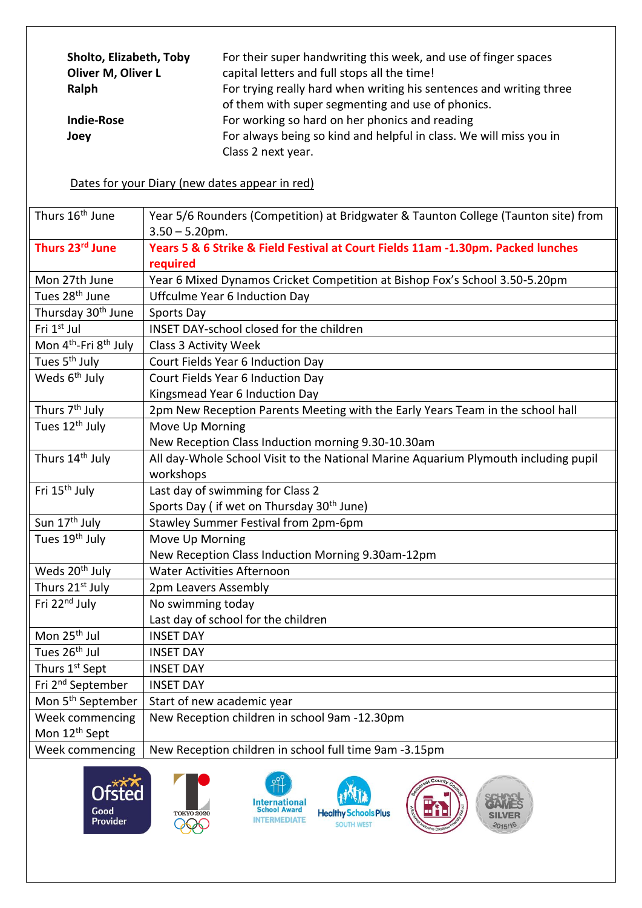| | |
|---|---|
| **Sholto, Elizabeth, Toby Oliver M, Oliver L** | For their super handwriting this week, and use of finger spaces capital letters and full stops all the time! |
| **Ralph** | For trying really hard when writing his sentences and writing three of them with super segmenting and use of phonics. |
| **Indie-Rose** | For working so hard on her phonics and reading |
| **Joey** | For always being so kind and helpful in class. We will miss you in Class 2 next year. |

Dates for your Diary (new dates appear in red)

| | |
|---|---|
| Thurs 16th June | Year 5/6 Rounders (Competition) at Bridgwater & Taunton College (Taunton site) from 3.50 – 5.20pm. |
| **Thurs 23rd June** | **Years 5 & 6 Strike & Field Festival at Court Fields 11am -1.30pm. Packed lunches required** |
| Mon 27th June | Year 6 Mixed Dynamos Cricket Competition at Bishop Fox's School 3.50-5.20pm |
| Tues 28th June | Uffculme Year 6 Induction Day |
| Thursday 30th June | Sports Day |
| Fri 1st Jul | INSET DAY-school closed for the children |
| Mon 4th-Fri 8th July | Class 3 Activity Week |
| Tues 5th July | Court Fields Year 6 Induction Day |
| Weds 6th July | Court Fields Year 6 Induction Day<br>Kingsmead Year 6 Induction Day |
| Thurs 7th July | 2pm New Reception Parents Meeting with the Early Years Team in the school hall |
| Tues 12th July | Move Up Morning<br>New Reception Class Induction morning 9.30-10.30am |
| Thurs 14th July | All day-Whole School Visit to the National Marine Aquarium Plymouth including pupil workshops |
| Fri 15th July | Last day of swimming for Class 2<br>Sports Day ( if wet on Thursday 30th June) |
| Sun 17th July | Stawley Summer Festival from 2pm-6pm |
| Tues 19th July | Move Up Morning<br>New Reception Class Induction Morning 9.30am-12pm |
| Weds 20th July | Water Activities Afternoon |
| Thurs 21st July | 2pm Leavers Assembly |
| Fri 22nd July | No swimming today<br>Last day of school for the children |
| Mon 25th Jul | INSET DAY |
| Tues 26th Jul | INSET DAY |
| Thurs 1st Sept | INSET DAY |
| Fri 2nd September | INSET DAY |
| Mon 5th September | Start of new academic year |
| Week commencing Mon 12th Sept | New Reception children in school 9am -12.30pm |
| Week commencing | New Reception children in school full time 9am -3.15pm |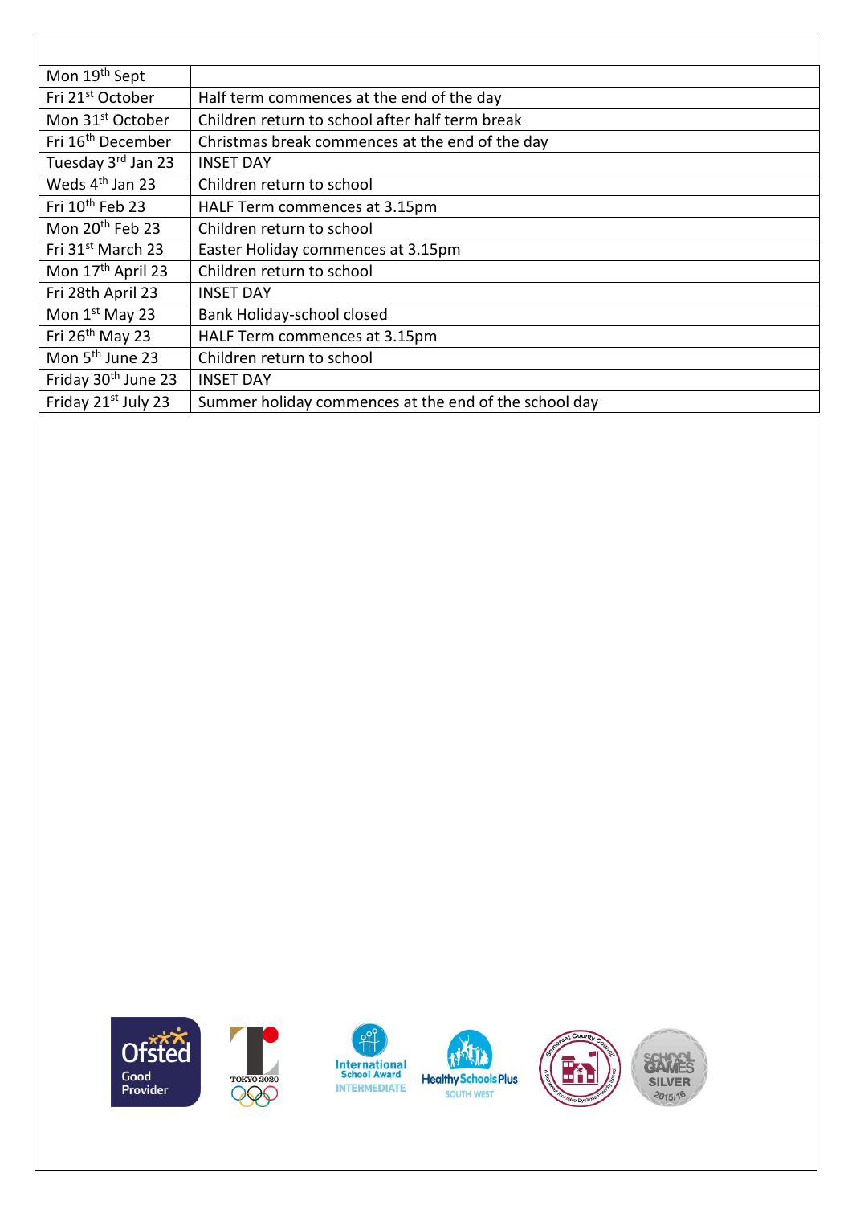| | |
|---|---|
| Mon 19th Sept | |
| Fri 21st October | Half term commences at the end of the day |
| Mon 31st October | Children return to school after half term break |
| Fri 16th December | Christmas break commences at the end of the day |
| Tuesday 3rd Jan 23 | INSET DAY |
| Weds 4th Jan 23 | Children return to school |
| Fri 10th Feb 23 | HALF Term commences at 3.15pm |
| Mon 20th Feb 23 | Children return to school |
| Fri 31st March 23 | Easter Holiday commences at 3.15pm |
| Mon 17th April 23 | Children return to school |
| Fri 28th April 23 | INSET DAY |
| Mon 1st May 23 | Bank Holiday-school closed |
| Fri 26th May 23 | HALF Term commences at 3.15pm |
| Mon 5th June 23 | Children return to school |
| Friday 30th June 23 | INSET DAY |
| Friday 21st July 23 | Summer holiday commences at the end of the school day |